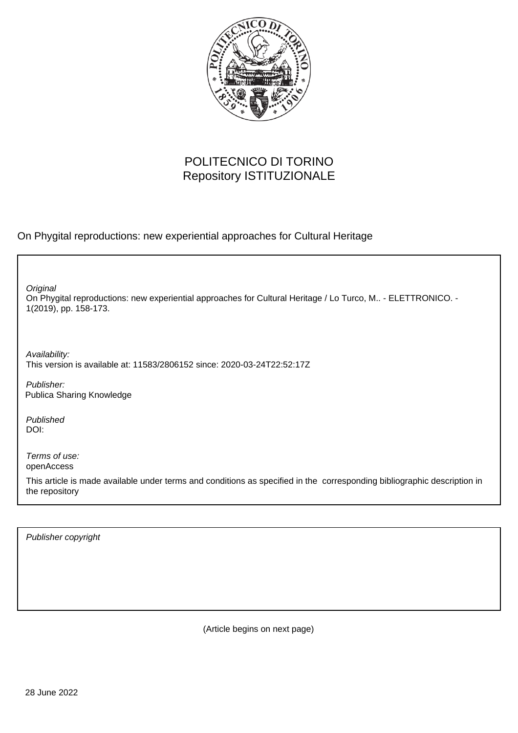POLITECNICO DI TORINO
Repository ISTITUZIONALE

On Phygital reproductions: new experiential approaches for Cultural Heritage

*Original*
On Phygital reproductions: new experiential approaches for Cultural Heritage / Lo Turco, M.. - ELETTRONICO. - 1(2019), pp. 158-173.

*Availability:*
This version is available at: 11583/2806152 since: 2020-03-24T22:52:17Z

*Publisher:*
Publica Sharing Knowledge

*Published*
DOI:

*Terms of use:*
openAccess

This article is made available under terms and conditions as specified in the corresponding bibliographic description in the repository

*Publisher copyright*

(Article begins on next page)

28 June 2022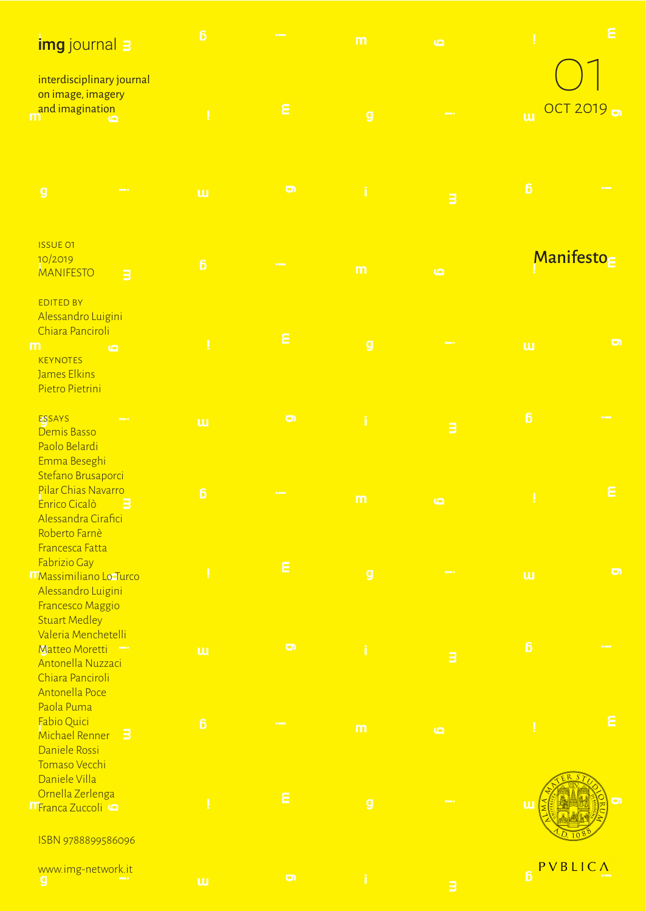# img journal

interdisciplinary journal
on image, imagery
and imagination

01
OCT 2019

ISSUE 01
10/2019
MANIFESTO

## Manifesto

EDITED BY
Alessandro Luigini
Chiara Panciroli

KEYNOTES
James Elkins
Pietro Pietrini

ESSAYS
Demis Basso
Paolo Belardi
Emma Beseghi
Stefano Brusaporci
Pilar Chias Navarro
Enrico Cicalò
Alessandra Cirafici
Roberto Farnè
Francesca Fatta
Fabrizio Gay
Massimiliano Lo Turco
Alessandro Luigini
Francesco Maggio
Stuart Medley
Valeria Menchetelli
Matteo Moretti
Antonella Nuzzaci
Chiara Panciroli
Antonella Poce
Paola Puma
Fabio Quici
Michael Renner
Daniele Rossi
Tomaso Vecchi
Daniele Villa
Ornella Zerlenga
Franca Zuccoli

ISBN 9788899586096

www.img-network.it

PVBLICA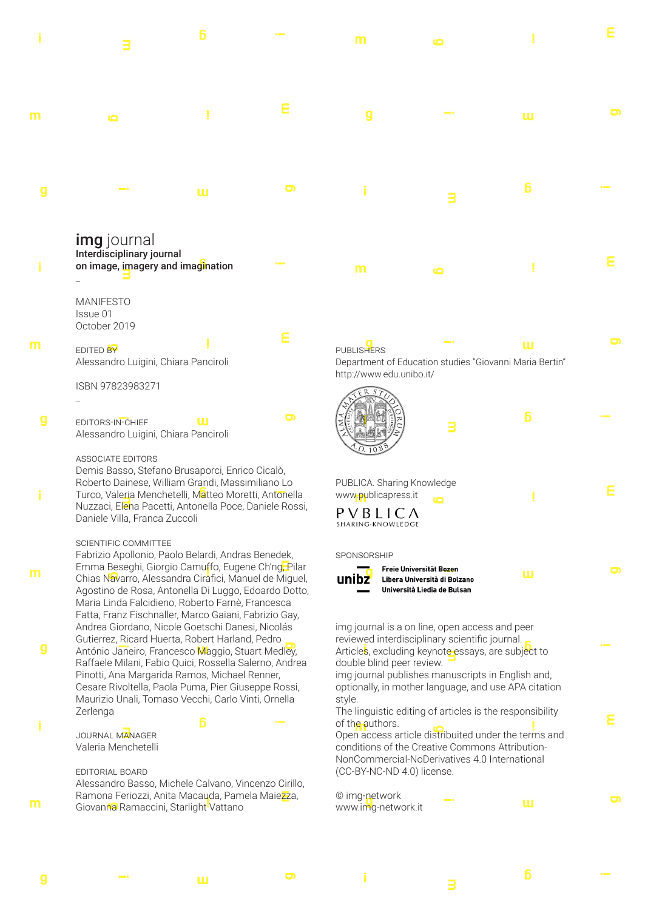**img** journal
**Interdisciplinary journal on image, imagery and imagination**

–

MANIFESTO
Issue 01
October 2019

EDITED BY
Alessandro Luigini, Chiara Panciroli

ISBN 97823983271

–

EDITORS-IN-CHIEF
Alessandro Luigini, Chiara Panciroli

ASSOCIATE EDITORS
Demis Basso, Stefano Brusaporci, Enrico Cicalò, Roberto Dainese, William Grandi, Massimiliano Lo Turco, Valeria Menchetelli, Matteo Moretti, Antonella Nuzzaci, Elena Pacetti, Antonella Poce, Daniele Rossi, Daniele Villa, Franca Zuccoli

SCIENTIFIC COMMITTEE
Fabrizio Apollonio, Paolo Belardi, Andras Benedek, Emma Beseghi, Giorgio Camuffo, Eugene Ch'ng, Pilar Chias Navarro, Alessandra Cirafici, Manuel de Miguel, Agostino de Rosa, Antonella Di Luggo, Edoardo Dotto, Maria Linda Falcidieno, Roberto Farnè, Francesca Fatta, Franz Fischnaller, Marco Gaiani, Fabrizio Gay, Andrea Giordano, Nicole Goetschi Danesi, Nicolás Gutierrez, Ricard Huerta, Robert Harland, Pedro António Janeiro, Francesco Maggio, Stuart Medley, Raffaele Milani, Fabio Quici, Rossella Salerno, Andrea Pinotti, Ana Margarida Ramos, Michael Renner, Cesare Rivoltella, Paola Puma, Pier Giuseppe Rossi, Maurizio Unali, Tomaso Vecchi, Carlo Vinti, Ornella Zerlenga

JOURNAL MANAGER
Valeria Menchetelli

EDITORIAL BOARD
Alessandro Basso, Michele Calvano, Vincenzo Cirillo, Ramona Feriozzi, Anita Macauda, Pamela Maiezza, Giovanna Ramaccini, Starlight Vattano

PUBLISHERS
Department of Education studies "Giovanni Maria Bertin"
http://www.edu.unibo.it/

PUBLICA. Sharing Knowledge
www.publicapress.it

SPONSORSHIP
Freie Universität Bozen
Libera Università di Bolzano
Università Liedia de Bulsan

img journal is a on line, open access and peer reviewed interdisciplinary scientific journal.
Articles, excluding keynote essays, are subject to double blind peer review.
img journal publishes manuscripts in English and, optionally, in mother language, and use APA citation style.
The linguistic editing of articles is the responsibility of the authors.
Open access article distribuited under the terms and conditions of the Creative Commons Attribution-NonCommercial-NoDerivatives 4.0 International (CC-BY-NC-ND 4.0) license.

© img-network
www.img-network.it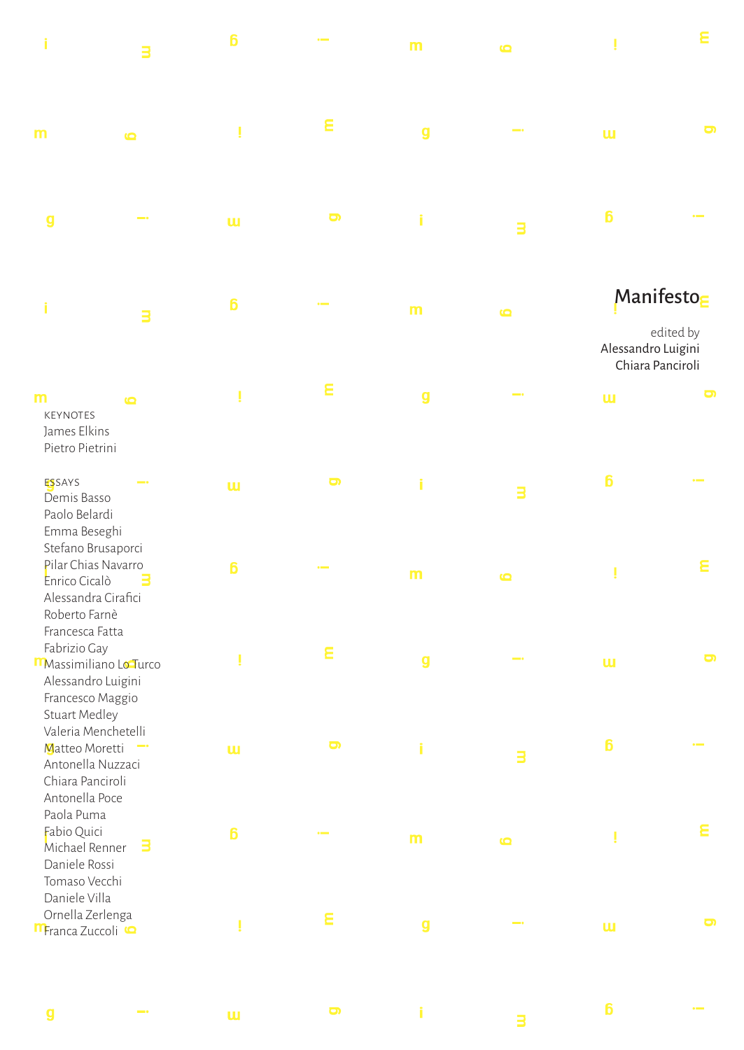# Manifesto

edited by
Alessandro Luigini
Chiara Panciroli

KEYNOTES
James Elkins
Pietro Pietrini

ESSAYS
Demis Basso
Paolo Belardi
Emma Beseghi
Stefano Brusaporci
Pilar Chias Navarro
Enrico Cicalò
Alessandra Cirafici
Roberto Farnè
Francesca Fatta
Fabrizio Gay
Massimiliano Lo Turco
Alessandro Luigini
Francesco Maggio
Stuart Medley
Valeria Menchetelli
Matteo Moretti
Antonella Nuzzaci
Chiara Panciroli
Antonella Poce
Paola Puma
Fabio Quici
Michael Renner
Daniele Rossi
Tomaso Vecchi
Daniele Villa
Ornella Zerlenga
Franca Zuccoli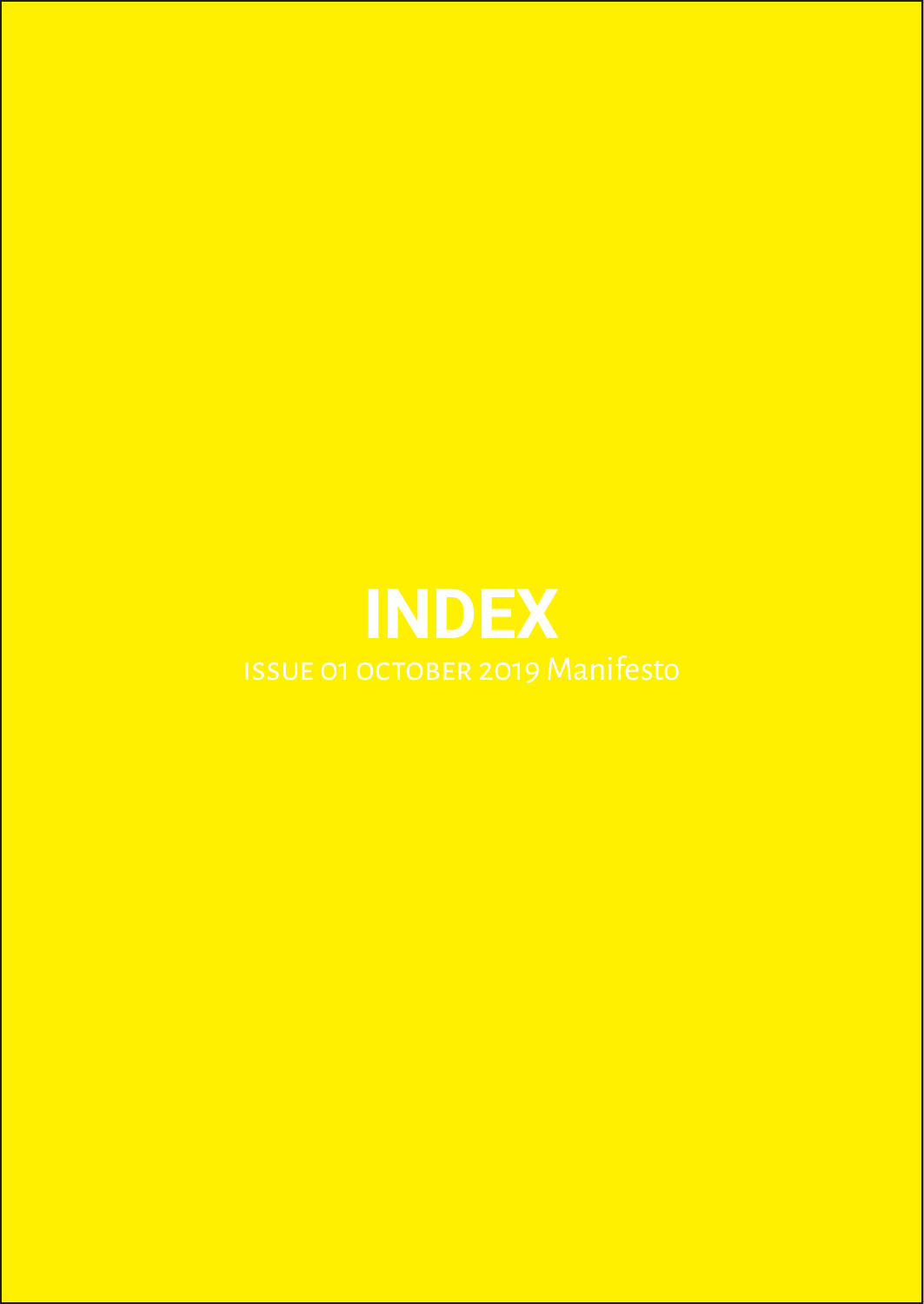# INDEX

ISSUE 01 OCTOBER 2019 Manifesto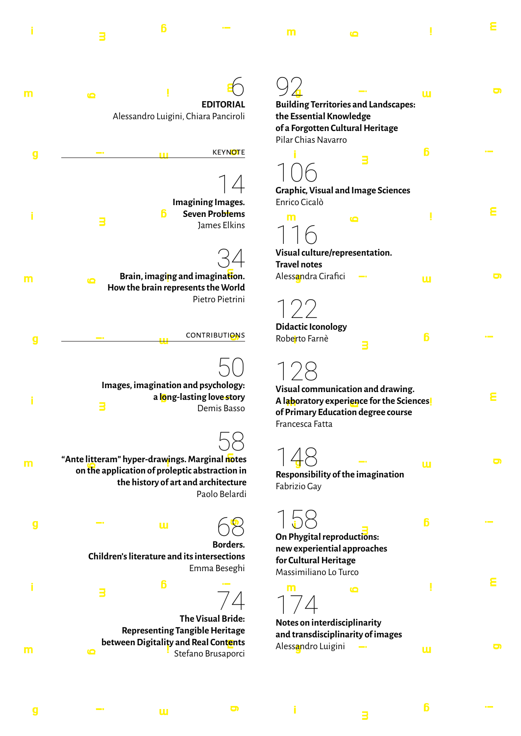6
**EDITORIAL**
Alessandro Luigini, Chiara Panciroli

KEYNOTE

14
**Imagining Images. Seven Problems**
James Elkins

34
**Brain, imaging and imagination. How the brain represents the World**
Pietro Pietrini

CONTRIBUTIONS

50
**Images, imagination and psychology: a long-lasting love story**
Demis Basso

58
**“Ante litteram” hyper-drawings. Marginal notes on the application of proleptic abstraction in the history of art and architecture**
Paolo Belardi

68
**Borders. Children’s literature and its intersections**
Emma Beseghi

74
**The Visual Bride: Representing Tangible Heritage between Digitality and Real Contents**
Stefano Brusaporci

92
**Building Territories and Landscapes: the Essential Knowledge of a Forgotten Cultural Heritage**
Pilar Chias Navarro

106
**Graphic, Visual and Image Sciences**
Enrico Cicalò

116
**Visual culture/representation. Travel notes**
Alessandra Cirafici

122
**Didactic Iconology**
Roberto Farnè

128
**Visual communication and drawing. A laboratory experience for the Sciences of Primary Education degree course**
Francesca Fatta

148
**Responsibility of the imagination**
Fabrizio Gay

158
**On Phygital reproductions: new experiential approaches for Cultural Heritage**
Massimiliano Lo Turco

174
**Notes on interdisciplinarity and transdisciplinarity of images**
Alessandro Luigini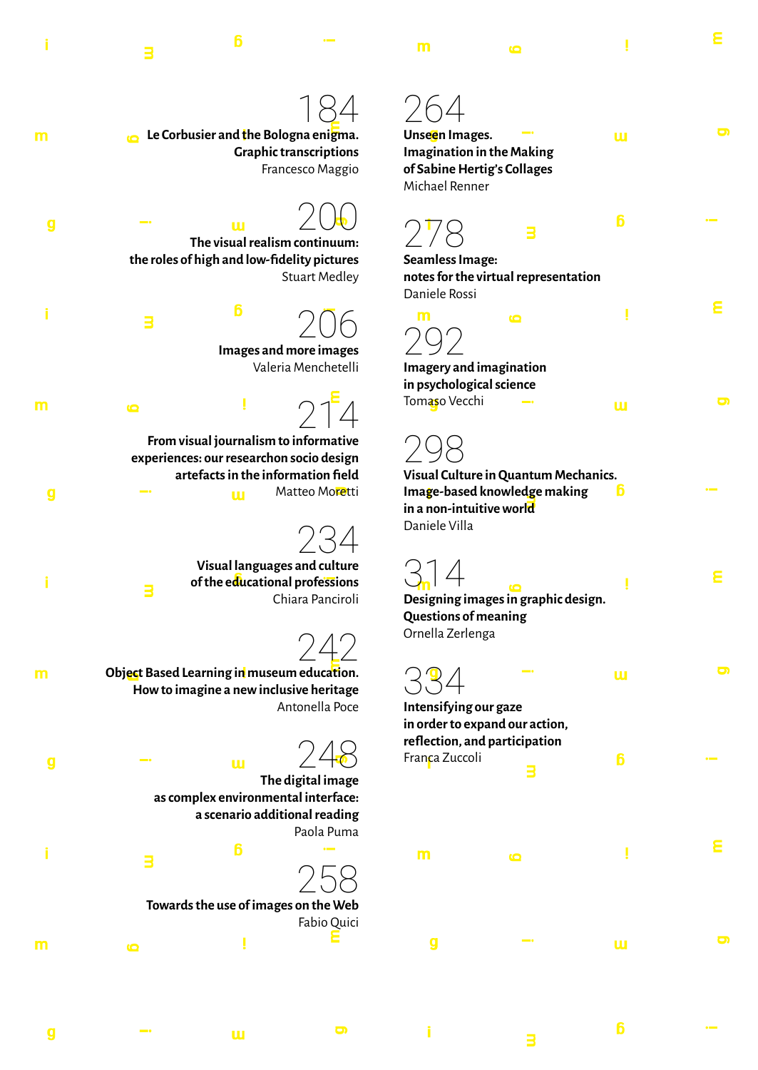184
**Le Corbusier and the Bologna enigma. Graphic transcriptions**
Francesco Maggio

200
**The visual realism continuum: the roles of high and low-fidelity pictures**
Stuart Medley

206
**Images and more images**
Valeria Menchetelli

214
**From visual journalism to informative experiences: our researchon socio design artefacts in the information field**
Matteo Moretti

234
**Visual languages and culture of the educational professions**
Chiara Panciroli

242
**Object Based Learning in museum education. How to imagine a new inclusive heritage**
Antonella Poce

248
**The digital image as complex environmental interface: a scenario additional reading**
Paola Puma

258
**Towards the use of images on the Web**
Fabio Quici

264
**Unseen Images. Imagination in the Making of Sabine Hertig's Collages**
Michael Renner

278
**Seamless Image: notes for the virtual representation**
Daniele Rossi

292
**Imagery and imagination in psychological science**
Tomaso Vecchi

298
**Visual Culture in Quantum Mechanics. Image-based knowledge making in a non-intuitive world**
Daniele Villa

314
**Designing images in graphic design. Questions of meaning**
Ornella Zerlenga

334
**Intensifying our gaze in order to expand our action, reflection, and participation**
Franca Zuccoli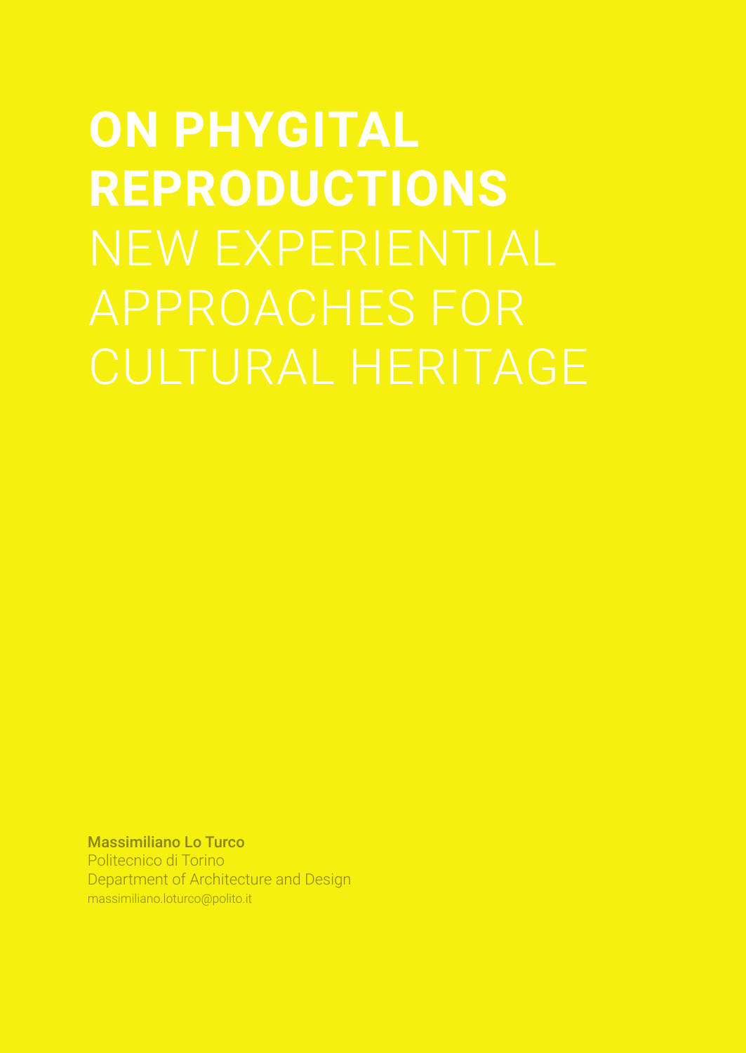# ON PHYGITAL REPRODUCTIONS

## NEW EXPERIENTIAL APPROACHES FOR CULTURAL HERITAGE

**Massimiliano Lo Turco**
Politecnico di Torino
Department of Architecture and Design
massimiliano.loturco@polito.it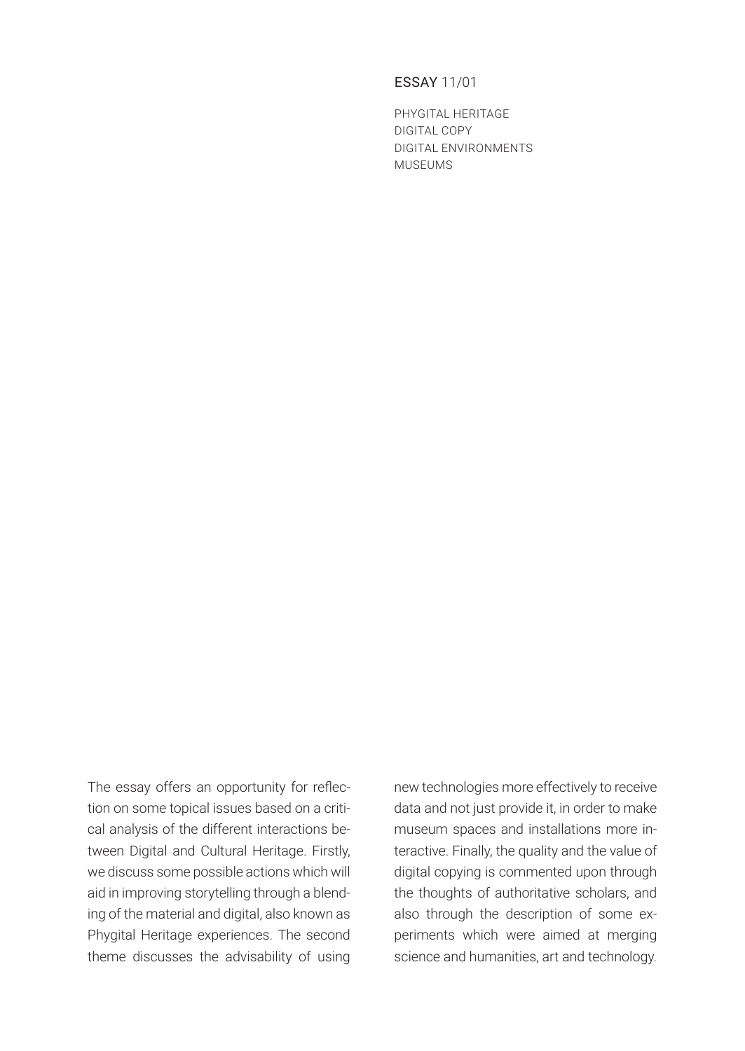ESSAY 11/01

PHYGITAL HERITAGE
DIGITAL COPY
DIGITAL ENVIRONMENTS
MUSEUMS

The essay offers an opportunity for reflection on some topical issues based on a critical analysis of the different interactions between Digital and Cultural Heritage. Firstly, we discuss some possible actions which will aid in improving storytelling through a blending of the material and digital, also known as Phygital Heritage experiences. The second theme discusses the advisability of using new technologies more effectively to receive data and not just provide it, in order to make museum spaces and installations more interactive. Finally, the quality and the value of digital copying is commented upon through the thoughts of authoritative scholars, and also through the description of some experiments which were aimed at merging science and humanities, art and technology.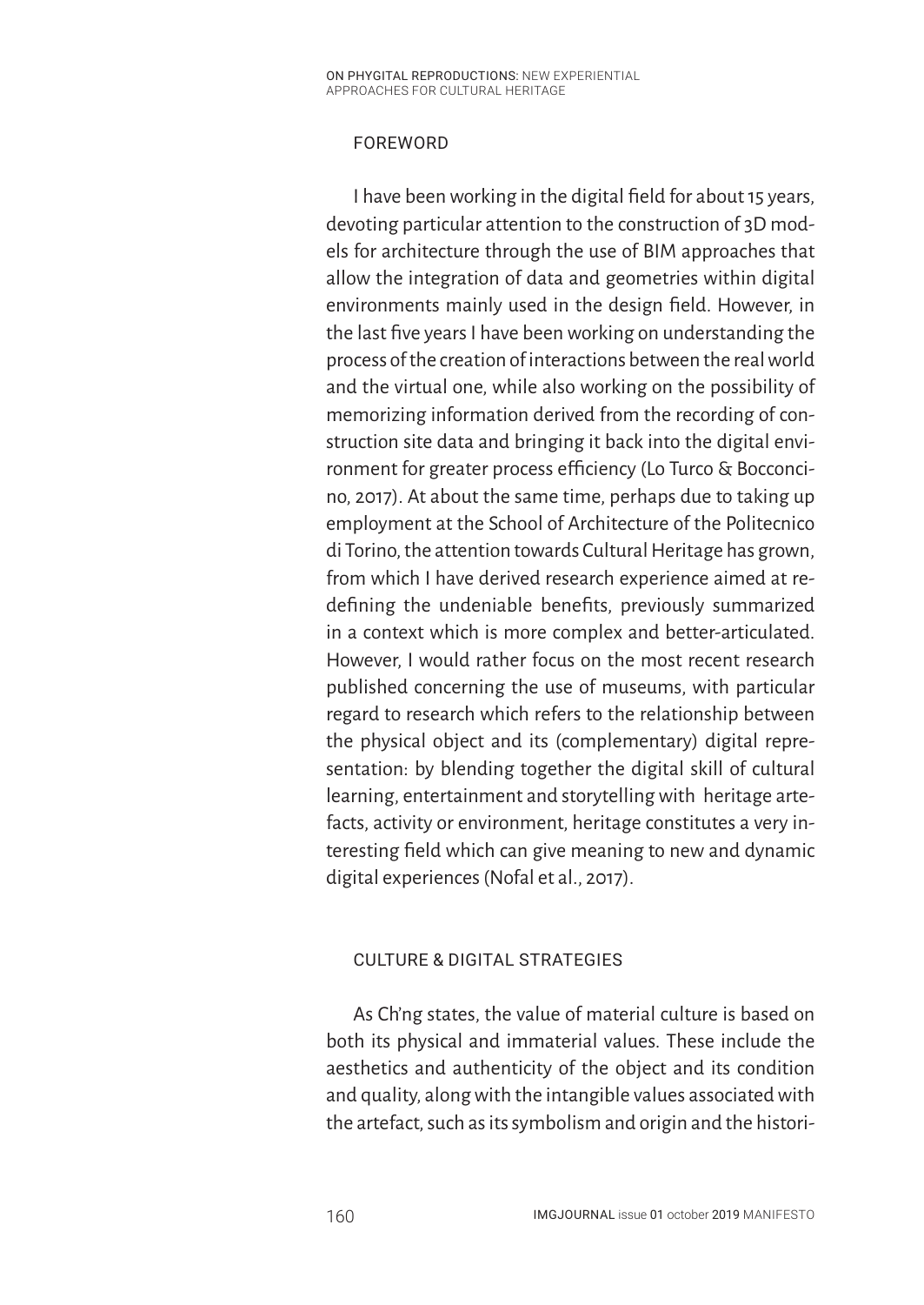## FOREWORD

I have been working in the digital field for about 15 years, devoting particular attention to the construction of 3D models for architecture through the use of BIM approaches that allow the integration of data and geometries within digital environments mainly used in the design field. However, in the last five years I have been working on understanding the process of the creation of interactions between the real world and the virtual one, while also working on the possibility of memorizing information derived from the recording of construction site data and bringing it back into the digital environment for greater process efficiency (Lo Turco & Bocconcino, 2017). At about the same time, perhaps due to taking up employment at the School of Architecture of the Politecnico di Torino, the attention towards Cultural Heritage has grown, from which I have derived research experience aimed at redefining the undeniable benefits, previously summarized in a context which is more complex and better-articulated. However, I would rather focus on the most recent research published concerning the use of museums, with particular regard to research which refers to the relationship between the physical object and its (complementary) digital representation: by blending together the digital skill of cultural learning, entertainment and storytelling with heritage artefacts, activity or environment, heritage constitutes a very interesting field which can give meaning to new and dynamic digital experiences (Nofal et al., 2017).

## CULTURE & DIGITAL STRATEGIES

As Ch'ng states, the value of material culture is based on both its physical and immaterial values. These include the aesthetics and authenticity of the object and its condition and quality, along with the intangible values associated with the artefact, such as its symbolism and origin and the histori-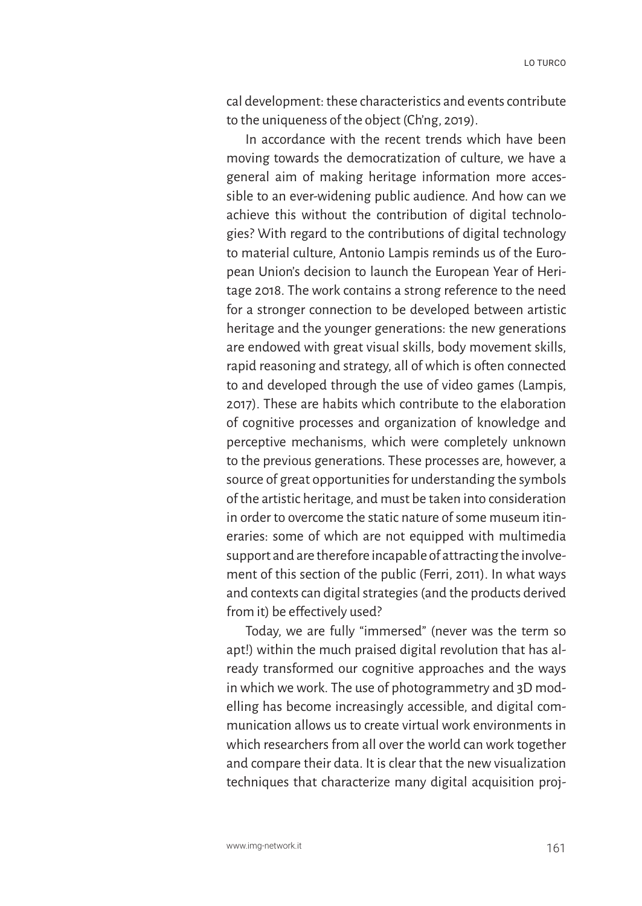cal development: these characteristics and events contribute to the uniqueness of the object (Ch'ng, 2019).

In accordance with the recent trends which have been moving towards the democratization of culture, we have a general aim of making heritage information more accessible to an ever-widening public audience. And how can we achieve this without the contribution of digital technologies? With regard to the contributions of digital technology to material culture, Antonio Lampis reminds us of the European Union's decision to launch the European Year of Heritage 2018. The work contains a strong reference to the need for a stronger connection to be developed between artistic heritage and the younger generations: the new generations are endowed with great visual skills, body movement skills, rapid reasoning and strategy, all of which is often connected to and developed through the use of video games (Lampis, 2017). These are habits which contribute to the elaboration of cognitive processes and organization of knowledge and perceptive mechanisms, which were completely unknown to the previous generations. These processes are, however, a source of great opportunities for understanding the symbols of the artistic heritage, and must be taken into consideration in order to overcome the static nature of some museum itineraries: some of which are not equipped with multimedia support and are therefore incapable of attracting the involvement of this section of the public (Ferri, 2011). In what ways and contexts can digital strategies (and the products derived from it) be effectively used?

Today, we are fully "immersed" (never was the term so apt!) within the much praised digital revolution that has already transformed our cognitive approaches and the ways in which we work. The use of photogrammetry and 3D modelling has become increasingly accessible, and digital communication allows us to create virtual work environments in which researchers from all over the world can work together and compare their data. It is clear that the new visualization techniques that characterize many digital acquisition proj-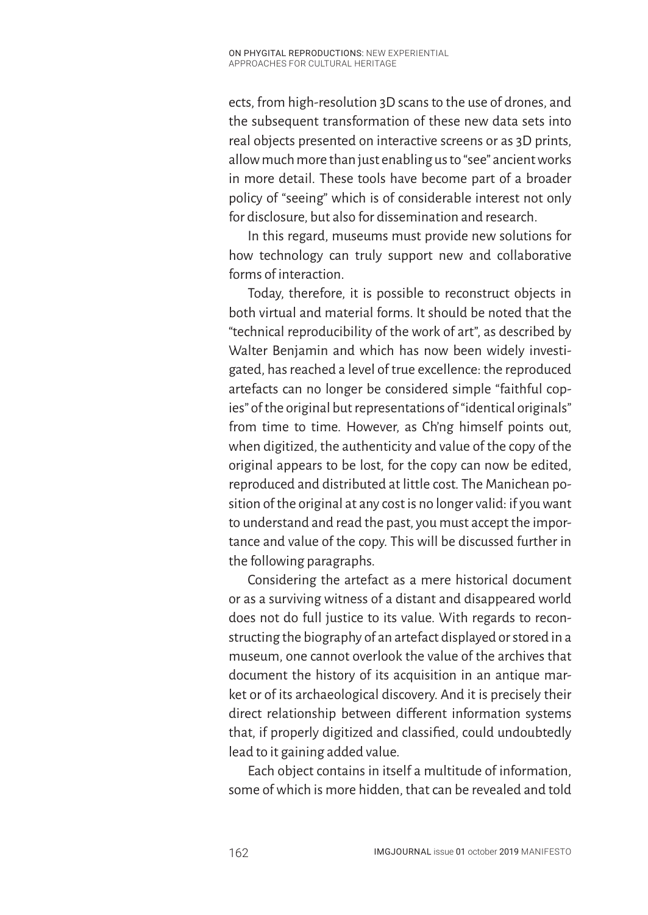ects, from high-resolution 3D scans to the use of drones, and the subsequent transformation of these new data sets into real objects presented on interactive screens or as 3D prints, allow much more than just enabling us to "see" ancient works in more detail. These tools have become part of a broader policy of "seeing" which is of considerable interest not only for disclosure, but also for dissemination and research.

In this regard, museums must provide new solutions for how technology can truly support new and collaborative forms of interaction.

Today, therefore, it is possible to reconstruct objects in both virtual and material forms. It should be noted that the "technical reproducibility of the work of art", as described by Walter Benjamin and which has now been widely investigated, has reached a level of true excellence: the reproduced artefacts can no longer be considered simple "faithful copies" of the original but representations of "identical originals" from time to time. However, as Ch'ng himself points out, when digitized, the authenticity and value of the copy of the original appears to be lost, for the copy can now be edited, reproduced and distributed at little cost. The Manichean position of the original at any cost is no longer valid: if you want to understand and read the past, you must accept the importance and value of the copy. This will be discussed further in the following paragraphs.

Considering the artefact as a mere historical document or as a surviving witness of a distant and disappeared world does not do full justice to its value. With regards to reconstructing the biography of an artefact displayed or stored in a museum, one cannot overlook the value of the archives that document the history of its acquisition in an antique market or of its archaeological discovery. And it is precisely their direct relationship between different information systems that, if properly digitized and classified, could undoubtedly lead to it gaining added value.

Each object contains in itself a multitude of information, some of which is more hidden, that can be revealed and told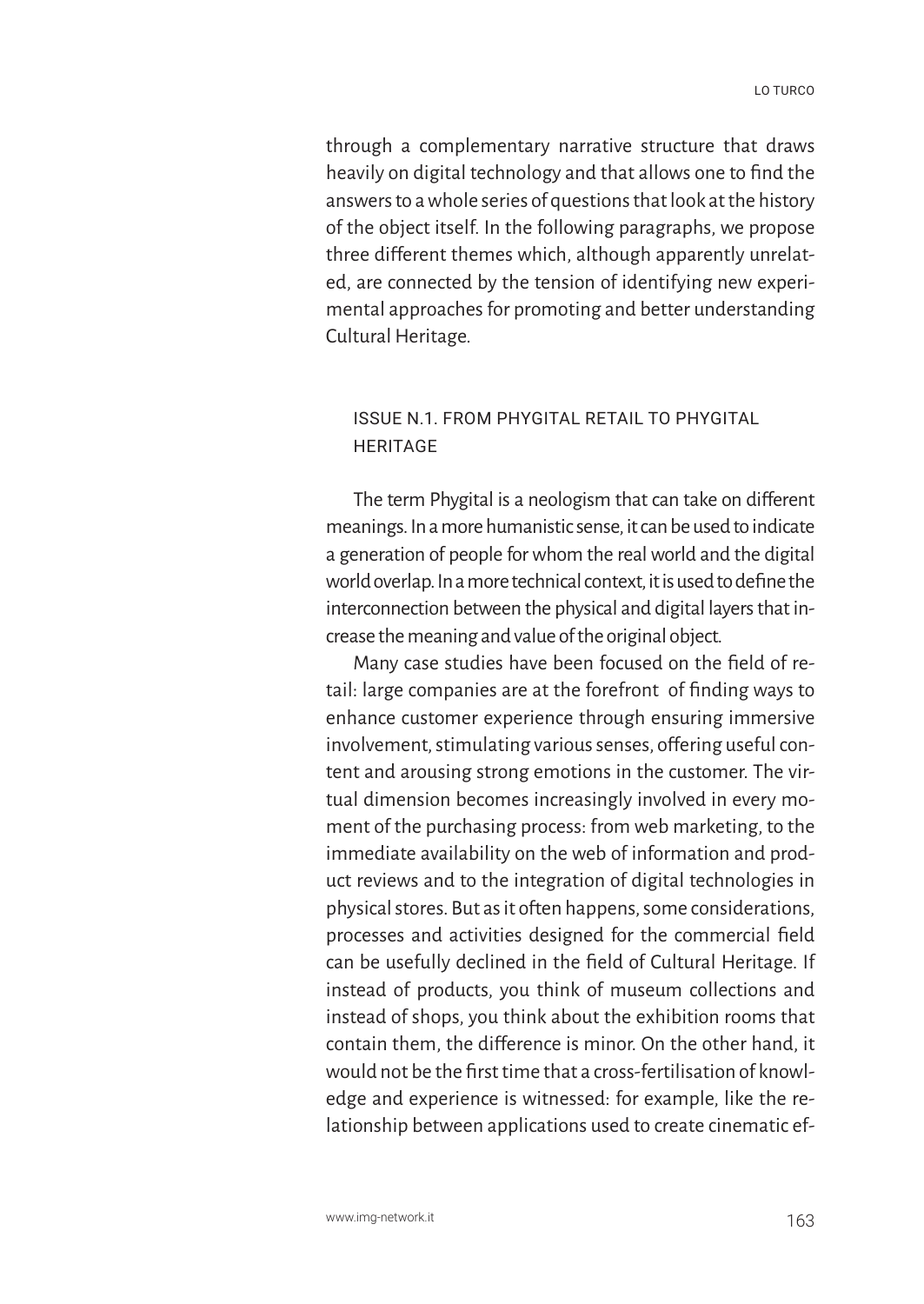through a complementary narrative structure that draws heavily on digital technology and that allows one to find the answers to a whole series of questions that look at the history of the object itself. In the following paragraphs, we propose three different themes which, although apparently unrelated, are connected by the tension of identifying new experimental approaches for promoting and better understanding Cultural Heritage.

## ISSUE N.1. FROM PHYGITAL RETAIL TO PHYGITAL HERITAGE

The term Phygital is a neologism that can take on different meanings. In a more humanistic sense, it can be used to indicate a generation of people for whom the real world and the digital world overlap. In a more technical context, it is used to define the interconnection between the physical and digital layers that increase the meaning and value of the original object.

Many case studies have been focused on the field of retail: large companies are at the forefront of finding ways to enhance customer experience through ensuring immersive involvement, stimulating various senses, offering useful content and arousing strong emotions in the customer. The virtual dimension becomes increasingly involved in every moment of the purchasing process: from web marketing, to the immediate availability on the web of information and product reviews and to the integration of digital technologies in physical stores. But as it often happens, some considerations, processes and activities designed for the commercial field can be usefully declined in the field of Cultural Heritage. If instead of products, you think of museum collections and instead of shops, you think about the exhibition rooms that contain them, the difference is minor. On the other hand, it would not be the first time that a cross-fertilisation of knowledge and experience is witnessed: for example, like the relationship between applications used to create cinematic ef-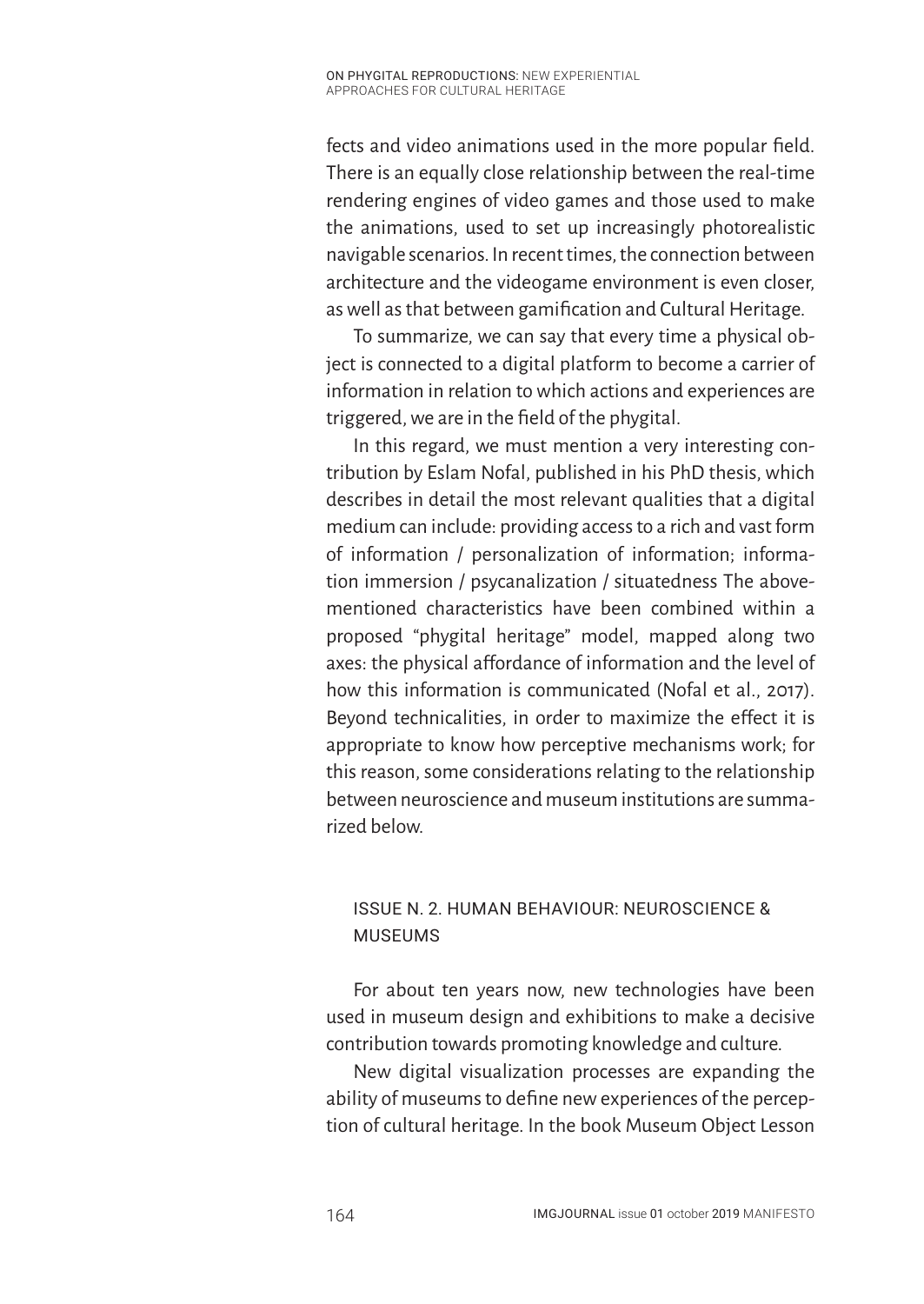fects and video animations used in the more popular field. There is an equally close relationship between the real-time rendering engines of video games and those used to make the animations, used to set up increasingly photorealistic navigable scenarios. In recent times, the connection between architecture and the videogame environment is even closer, as well as that between gamification and Cultural Heritage.

To summarize, we can say that every time a physical object is connected to a digital platform to become a carrier of information in relation to which actions and experiences are triggered, we are in the field of the phygital.

In this regard, we must mention a very interesting contribution by Eslam Nofal, published in his PhD thesis, which describes in detail the most relevant qualities that a digital medium can include: providing access to a rich and vast form of information / personalization of information; information immersion / psycanalization / situatedness The abovementioned characteristics have been combined within a proposed "phygital heritage" model, mapped along two axes: the physical affordance of information and the level of how this information is communicated (Nofal et al., 2017). Beyond technicalities, in order to maximize the effect it is appropriate to know how perceptive mechanisms work; for this reason, some considerations relating to the relationship between neuroscience and museum institutions are summarized below.

## ISSUE N. 2. HUMAN BEHAVIOUR: NEUROSCIENCE & MUSEUMS

For about ten years now, new technologies have been used in museum design and exhibitions to make a decisive contribution towards promoting knowledge and culture.

New digital visualization processes are expanding the ability of museums to define new experiences of the perception of cultural heritage. In the book Museum Object Lesson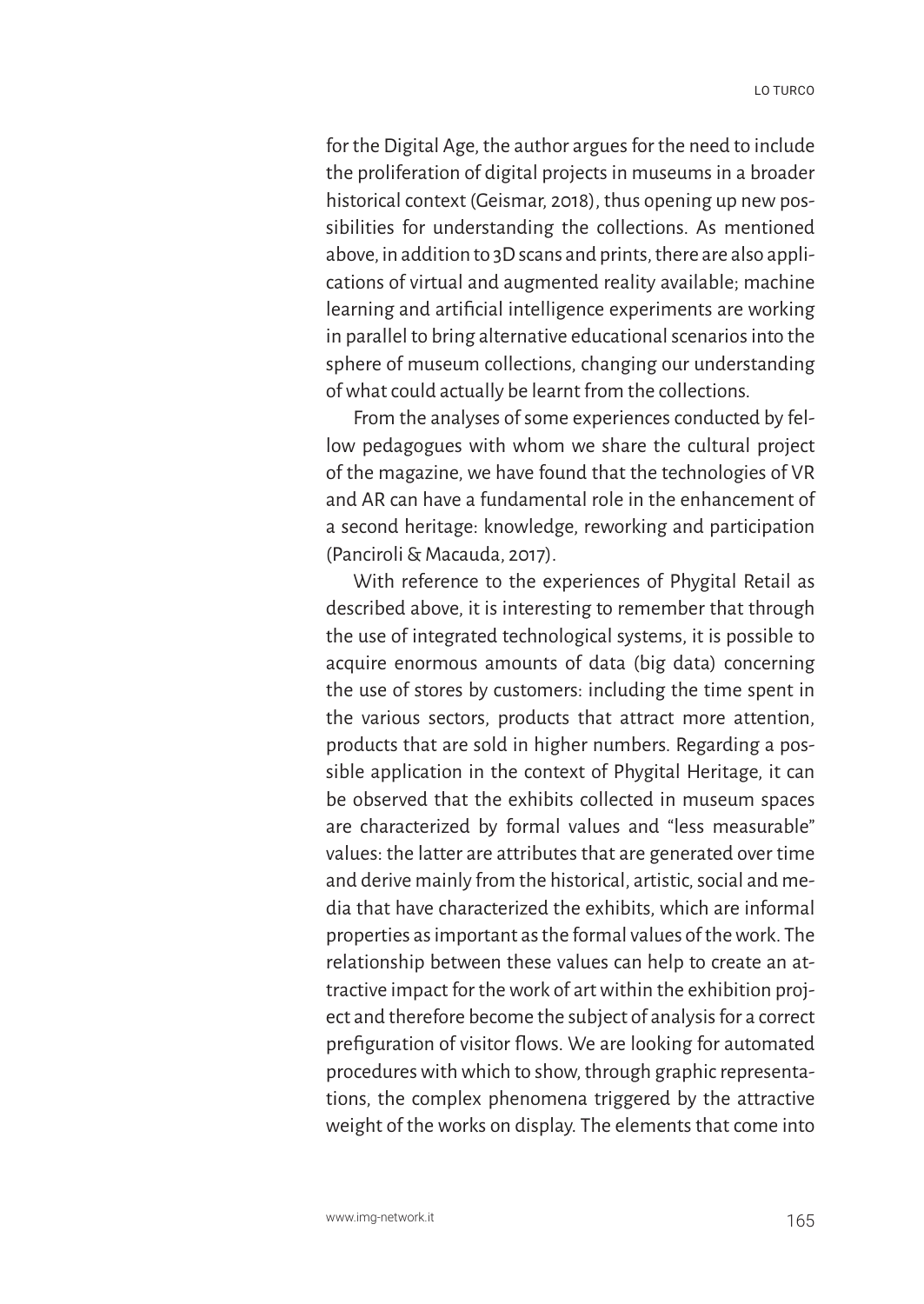for the Digital Age, the author argues for the need to include the proliferation of digital projects in museums in a broader historical context (Geismar, 2018), thus opening up new possibilities for understanding the collections. As mentioned above, in addition to 3D scans and prints, there are also applications of virtual and augmented reality available; machine learning and artificial intelligence experiments are working in parallel to bring alternative educational scenarios into the sphere of museum collections, changing our understanding of what could actually be learnt from the collections.

From the analyses of some experiences conducted by fellow pedagogues with whom we share the cultural project of the magazine, we have found that the technologies of VR and AR can have a fundamental role in the enhancement of a second heritage: knowledge, reworking and participation (Panciroli & Macauda, 2017).

With reference to the experiences of Phygital Retail as described above, it is interesting to remember that through the use of integrated technological systems, it is possible to acquire enormous amounts of data (big data) concerning the use of stores by customers: including the time spent in the various sectors, products that attract more attention, products that are sold in higher numbers. Regarding a possible application in the context of Phygital Heritage, it can be observed that the exhibits collected in museum spaces are characterized by formal values and "less measurable" values: the latter are attributes that are generated over time and derive mainly from the historical, artistic, social and media that have characterized the exhibits, which are informal properties as important as the formal values of the work. The relationship between these values can help to create an attractive impact for the work of art within the exhibition project and therefore become the subject of analysis for a correct prefiguration of visitor flows. We are looking for automated procedures with which to show, through graphic representations, the complex phenomena triggered by the attractive weight of the works on display. The elements that come into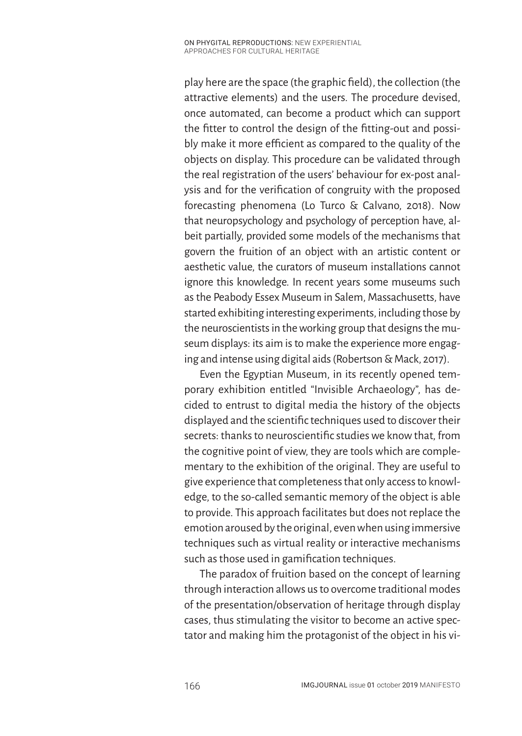play here are the space (the graphic field), the collection (the attractive elements) and the users. The procedure devised, once automated, can become a product which can support the fitter to control the design of the fitting-out and possibly make it more efficient as compared to the quality of the objects on display. This procedure can be validated through the real registration of the users' behaviour for ex-post analysis and for the verification of congruity with the proposed forecasting phenomena (Lo Turco & Calvano, 2018). Now that neuropsychology and psychology of perception have, albeit partially, provided some models of the mechanisms that govern the fruition of an object with an artistic content or aesthetic value, the curators of museum installations cannot ignore this knowledge. In recent years some museums such as the Peabody Essex Museum in Salem, Massachusetts, have started exhibiting interesting experiments, including those by the neuroscientists in the working group that designs the museum displays: its aim is to make the experience more engaging and intense using digital aids (Robertson & Mack, 2017).

Even the Egyptian Museum, in its recently opened temporary exhibition entitled "Invisible Archaeology", has decided to entrust to digital media the history of the objects displayed and the scientific techniques used to discover their secrets: thanks to neuroscientific studies we know that, from the cognitive point of view, they are tools which are complementary to the exhibition of the original. They are useful to give experience that completeness that only access to knowledge, to the so-called semantic memory of the object is able to provide. This approach facilitates but does not replace the emotion aroused by the original, even when using immersive techniques such as virtual reality or interactive mechanisms such as those used in gamification techniques.

The paradox of fruition based on the concept of learning through interaction allows us to overcome traditional modes of the presentation/observation of heritage through display cases, thus stimulating the visitor to become an active spectator and making him the protagonist of the object in his vi-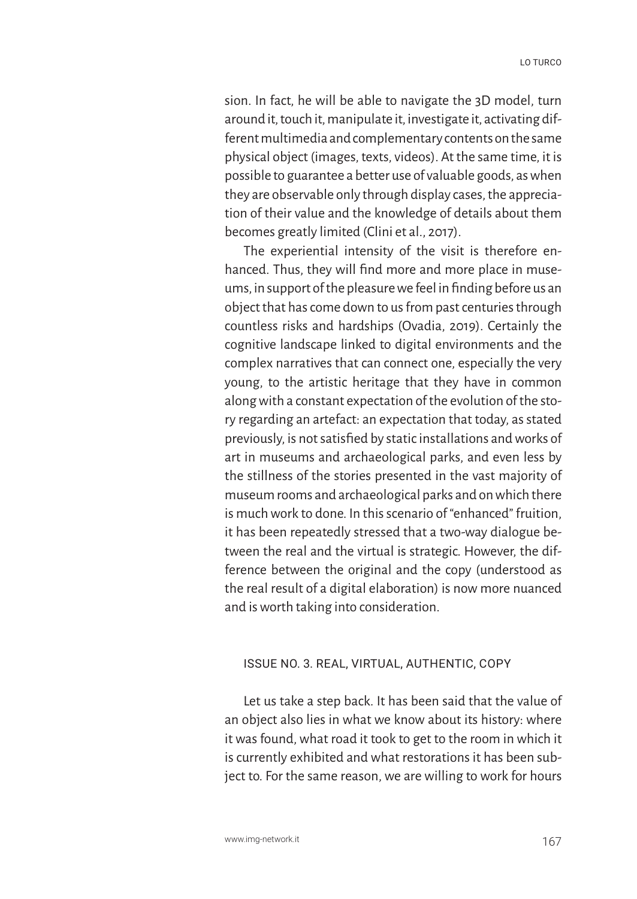sion. In fact, he will be able to navigate the 3D model, turn around it, touch it, manipulate it, investigate it, activating different multimedia and complementary contents on the same physical object (images, texts, videos). At the same time, it is possible to guarantee a better use of valuable goods, as when they are observable only through display cases, the appreciation of their value and the knowledge of details about them becomes greatly limited (Clini et al., 2017).

The experiential intensity of the visit is therefore enhanced. Thus, they will find more and more place in museums, in support of the pleasure we feel in finding before us an object that has come down to us from past centuries through countless risks and hardships (Ovadia, 2019). Certainly the cognitive landscape linked to digital environments and the complex narratives that can connect one, especially the very young, to the artistic heritage that they have in common along with a constant expectation of the evolution of the story regarding an artefact: an expectation that today, as stated previously, is not satisfied by static installations and works of art in museums and archaeological parks, and even less by the stillness of the stories presented in the vast majority of museum rooms and archaeological parks and on which there is much work to done. In this scenario of "enhanced" fruition, it has been repeatedly stressed that a two-way dialogue between the real and the virtual is strategic. However, the difference between the original and the copy (understood as the real result of a digital elaboration) is now more nuanced and is worth taking into consideration.

## ISSUE NO. 3. REAL, VIRTUAL, AUTHENTIC, COPY

Let us take a step back. It has been said that the value of an object also lies in what we know about its history: where it was found, what road it took to get to the room in which it is currently exhibited and what restorations it has been subject to. For the same reason, we are willing to work for hours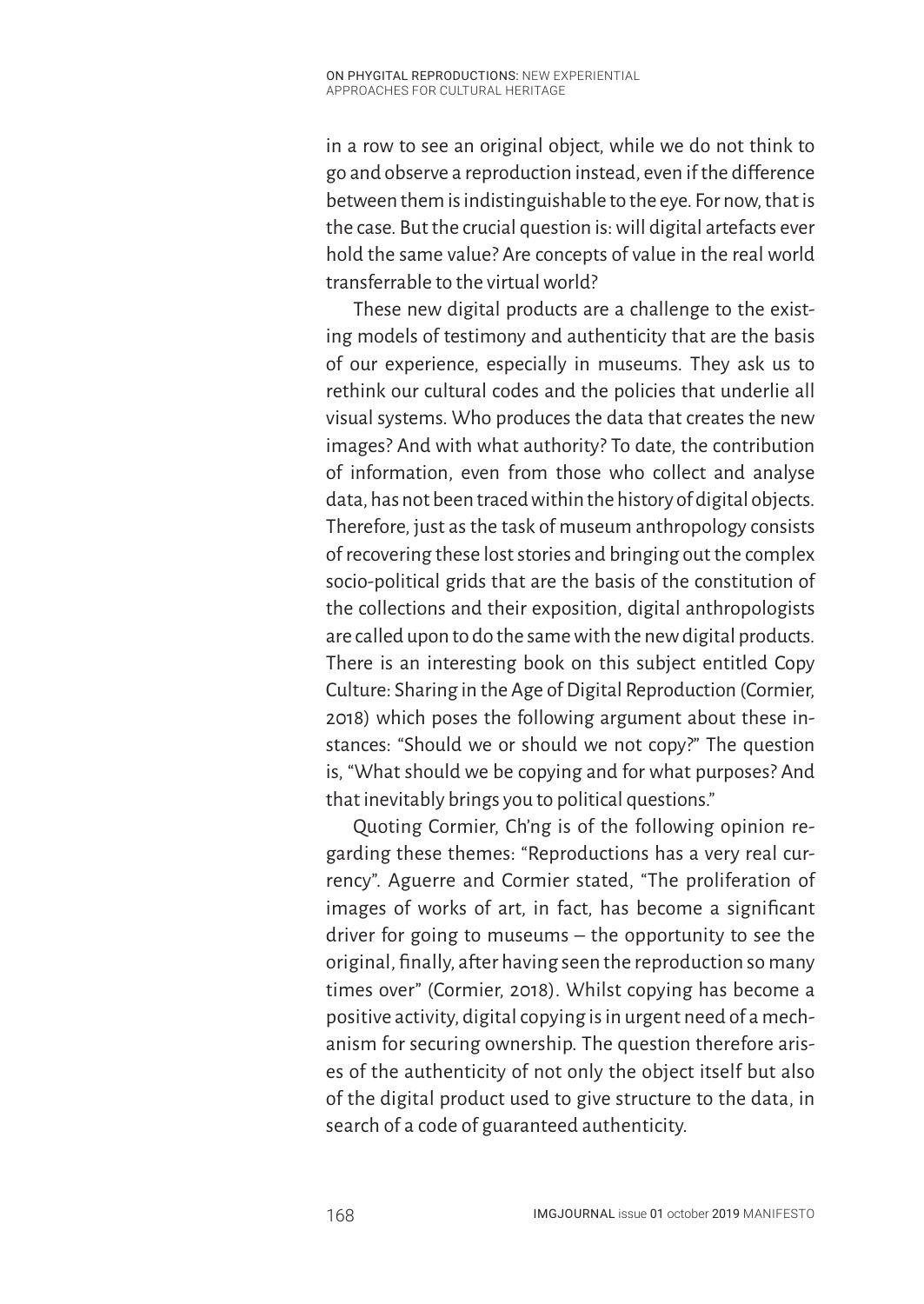in a row to see an original object, while we do not think to go and observe a reproduction instead, even if the difference between them is indistinguishable to the eye. For now, that is the case. But the crucial question is: will digital artefacts ever hold the same value? Are concepts of value in the real world transferrable to the virtual world?

These new digital products are a challenge to the existing models of testimony and authenticity that are the basis of our experience, especially in museums. They ask us to rethink our cultural codes and the policies that underlie all visual systems. Who produces the data that creates the new images? And with what authority? To date, the contribution of information, even from those who collect and analyse data, has not been traced within the history of digital objects. Therefore, just as the task of museum anthropology consists of recovering these lost stories and bringing out the complex socio-political grids that are the basis of the constitution of the collections and their exposition, digital anthropologists are called upon to do the same with the new digital products. There is an interesting book on this subject entitled Copy Culture: Sharing in the Age of Digital Reproduction (Cormier, 2018) which poses the following argument about these instances: "Should we or should we not copy?" The question is, "What should we be copying and for what purposes? And that inevitably brings you to political questions."

Quoting Cormier, Ch'ng is of the following opinion regarding these themes: "Reproductions has a very real currency". Aguerre and Cormier stated, "The proliferation of images of works of art, in fact, has become a significant driver for going to museums – the opportunity to see the original, finally, after having seen the reproduction so many times over" (Cormier, 2018). Whilst copying has become a positive activity, digital copying is in urgent need of a mechanism for securing ownership. The question therefore arises of the authenticity of not only the object itself but also of the digital product used to give structure to the data, in search of a code of guaranteed authenticity.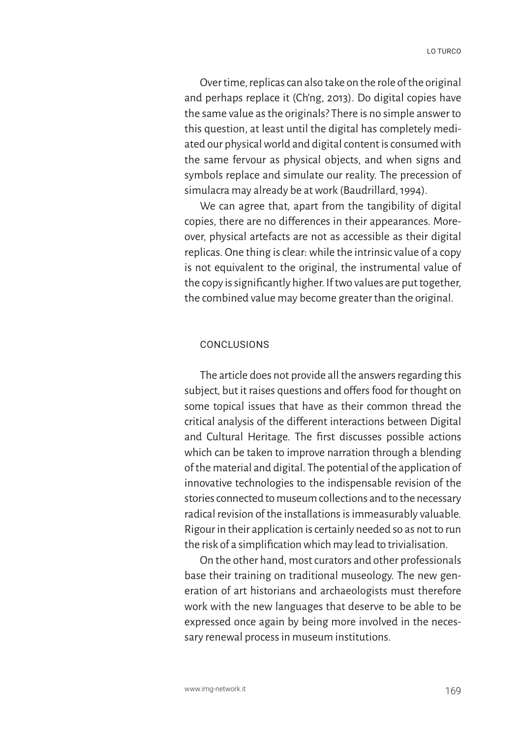Over time, replicas can also take on the role of the original and perhaps replace it (Ch'ng, 2013). Do digital copies have the same value as the originals? There is no simple answer to this question, at least until the digital has completely mediated our physical world and digital content is consumed with the same fervour as physical objects, and when signs and symbols replace and simulate our reality. The precession of simulacra may already be at work (Baudrillard, 1994).

We can agree that, apart from the tangibility of digital copies, there are no differences in their appearances. Moreover, physical artefacts are not as accessible as their digital replicas. One thing is clear: while the intrinsic value of a copy is not equivalent to the original, the instrumental value of the copy is significantly higher. If two values are put together, the combined value may become greater than the original.

## CONCLUSIONS

The article does not provide all the answers regarding this subject, but it raises questions and offers food for thought on some topical issues that have as their common thread the critical analysis of the different interactions between Digital and Cultural Heritage. The first discusses possible actions which can be taken to improve narration through a blending of the material and digital. The potential of the application of innovative technologies to the indispensable revision of the stories connected to museum collections and to the necessary radical revision of the installations is immeasurably valuable. Rigour in their application is certainly needed so as not to run the risk of a simplification which may lead to trivialisation.

On the other hand, most curators and other professionals base their training on traditional museology. The new generation of art historians and archaeologists must therefore work with the new languages that deserve to be able to be expressed once again by being more involved in the necessary renewal process in museum institutions.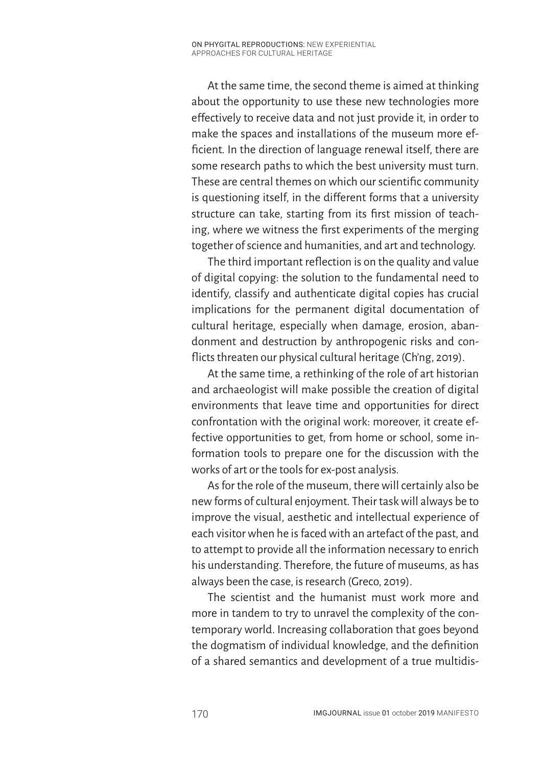At the same time, the second theme is aimed at thinking about the opportunity to use these new technologies more effectively to receive data and not just provide it, in order to make the spaces and installations of the museum more efficient. In the direction of language renewal itself, there are some research paths to which the best university must turn. These are central themes on which our scientific community is questioning itself, in the different forms that a university structure can take, starting from its first mission of teaching, where we witness the first experiments of the merging together of science and humanities, and art and technology.

The third important reflection is on the quality and value of digital copying: the solution to the fundamental need to identify, classify and authenticate digital copies has crucial implications for the permanent digital documentation of cultural heritage, especially when damage, erosion, abandonment and destruction by anthropogenic risks and conflicts threaten our physical cultural heritage (Ch'ng, 2019).

At the same time, a rethinking of the role of art historian and archaeologist will make possible the creation of digital environments that leave time and opportunities for direct confrontation with the original work: moreover, it create effective opportunities to get, from home or school, some information tools to prepare one for the discussion with the works of art or the tools for ex-post analysis.

As for the role of the museum, there will certainly also be new forms of cultural enjoyment. Their task will always be to improve the visual, aesthetic and intellectual experience of each visitor when he is faced with an artefact of the past, and to attempt to provide all the information necessary to enrich his understanding. Therefore, the future of museums, as has always been the case, is research (Greco, 2019).

The scientist and the humanist must work more and more in tandem to try to unravel the complexity of the contemporary world. Increasing collaboration that goes beyond the dogmatism of individual knowledge, and the definition of a shared semantics and development of a true multidis-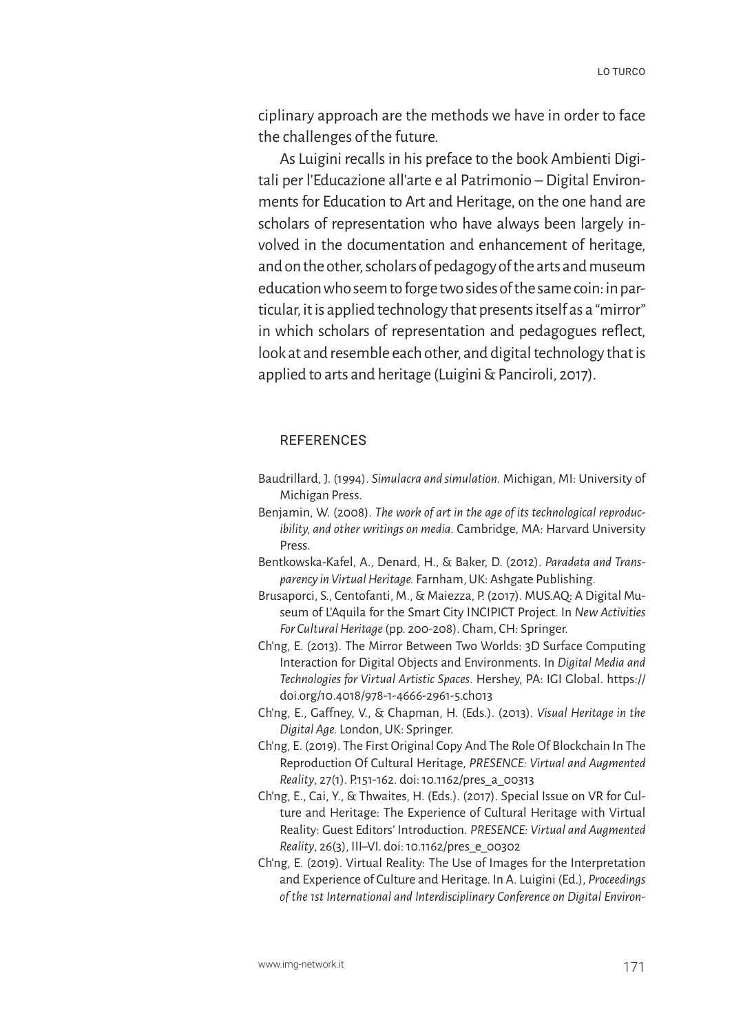ciplinary approach are the methods we have in order to face the challenges of the future.

As Luigini recalls in his preface to the book Ambienti Digitali per l'Educazione all'arte e al Patrimonio – Digital Environments for Education to Art and Heritage, on the one hand are scholars of representation who have always been largely involved in the documentation and enhancement of heritage, and on the other, scholars of pedagogy of the arts and museum education who seem to forge two sides of the same coin: in particular, it is applied technology that presents itself as a "mirror" in which scholars of representation and pedagogues reflect, look at and resemble each other, and digital technology that is applied to arts and heritage (Luigini & Panciroli, 2017).

## REFERENCES

Baudrillard, J. (1994). *Simulacra and simulation*. Michigan, MI: University of Michigan Press.

Benjamin, W. (2008). *The work of art in the age of its technological reproducibility, and other writings on media*. Cambridge, MA: Harvard University Press.

Bentkowska-Kafel, A., Denard, H., & Baker, D. (2012). *Paradata and Transparency in Virtual Heritage*. Farnham, UK: Ashgate Publishing.

Brusaporci, S., Centofanti, M., & Maiezza, P. (2017). MUS.AQ: A Digital Museum of L'Aquila for the Smart City INCIPICT Project. In *New Activities For Cultural Heritage* (pp. 200-208). Cham, CH: Springer.

Ch'ng, E. (2013). The Mirror Between Two Worlds: 3D Surface Computing Interaction for Digital Objects and Environments. In *Digital Media and Technologies for Virtual Artistic Spaces*. Hershey, PA: IGI Global. https://doi.org/10.4018/978-1-4666-2961-5.ch013

Ch'ng, E., Gaffney, V., & Chapman, H. (Eds.). (2013). *Visual Heritage in the Digital Age*. London, UK: Springer.

Ch'ng, E. (2019). The First Original Copy And The Role Of Blockchain In The Reproduction Of Cultural Heritage, *PRESENCE: Virtual and Augmented Reality*, 27(1). P.151-162. doi: 10.1162/pres_a_00313

Ch'ng, E., Cai, Y., & Thwaites, H. (Eds.). (2017). Special Issue on VR for Culture and Heritage: The Experience of Cultural Heritage with Virtual Reality: Guest Editors' Introduction. *PRESENCE: Virtual and Augmented Reality*, 26(3), III–VI. doi: 10.1162/pres_e_00302

Ch'ng, E. (2019). Virtual Reality: The Use of Images for the Interpretation and Experience of Culture and Heritage. In A. Luigini (Ed.), *Proceedings of the 1st International and Interdisciplinary Conference on Digital Environ-*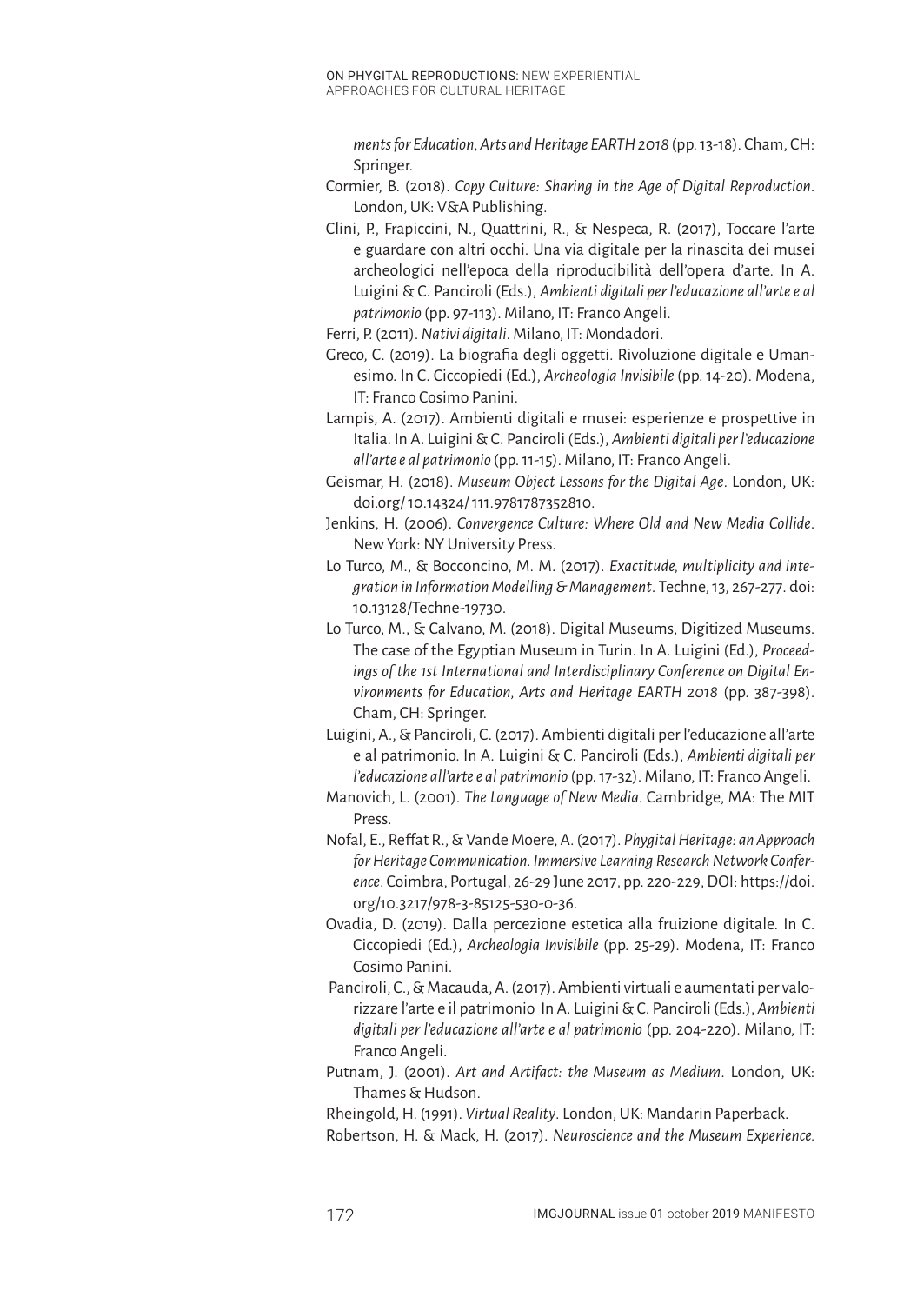*ments for Education, Arts and Heritage EARTH 2018* (pp. 13-18). Cham, CH: Springer.

Cormier, B. (2018). *Copy Culture: Sharing in the Age of Digital Reproduction*. London, UK: V&A Publishing.

Clini, P., Frapiccini, N., Quattrini, R., & Nespeca, R. (2017), Toccare l'arte e guardare con altri occhi. Una via digitale per la rinascita dei musei archeologici nell'epoca della riproducibilità dell'opera d'arte. In A. Luigini & C. Panciroli (Eds.), *Ambienti digitali per l'educazione all'arte e al patrimonio* (pp. 97-113). Milano, IT: Franco Angeli.

Ferri, P. (2011). *Nativi digitali*. Milano, IT: Mondadori.

Greco, C. (2019). La biografia degli oggetti. Rivoluzione digitale e Umanesimo. In C. Ciccopiedi (Ed.), *Archeologia Invisibile* (pp. 14-20). Modena, IT: Franco Cosimo Panini.

Lampis, A. (2017). Ambienti digitali e musei: esperienze e prospettive in Italia. In A. Luigini & C. Panciroli (Eds.), *Ambienti digitali per l'educazione all'arte e al patrimonio* (pp. 11-15). Milano, IT: Franco Angeli.

Geismar, H. (2018). *Museum Object Lessons for the Digital Age*. London, UK: doi.org/10.14324/111.9781787352810.

Jenkins, H. (2006). *Convergence Culture: Where Old and New Media Collide*. New York: NY University Press.

Lo Turco, M., & Bocconcino, M. M. (2017). *Exactitude, multiplicity and integration in Information Modelling & Management*. Techne, 13, 267-277. doi: 10.13128/Techne-19730.

Lo Turco, M., & Calvano, M. (2018). Digital Museums, Digitized Museums. The case of the Egyptian Museum in Turin. In A. Luigini (Ed.), *Proceedings of the 1st International and Interdisciplinary Conference on Digital Environments for Education, Arts and Heritage EARTH 2018* (pp. 387-398). Cham, CH: Springer.

Luigini, A., & Panciroli, C. (2017). Ambienti digitali per l'educazione all'arte e al patrimonio. In A. Luigini & C. Panciroli (Eds.), *Ambienti digitali per l'educazione all'arte e al patrimonio* (pp. 17-32). Milano, IT: Franco Angeli.

Manovich, L. (2001). *The Language of New Media*. Cambridge, MA: The MIT Press.

Nofal, E., Reffat R., & Vande Moere, A. (2017). *Phygital Heritage: an Approach for Heritage Communication. Immersive Learning Research Network Conference*. Coimbra, Portugal, 26-29 June 2017, pp. 220-229, DOI: https://doi.org/10.3217/978-3-85125-530-0-36.

Ovadia, D. (2019). Dalla percezione estetica alla fruizione digitale. In C. Ciccopiedi (Ed.), *Archeologia Invisibile* (pp. 25-29). Modena, IT: Franco Cosimo Panini.

Panciroli, C., & Macauda, A. (2017). Ambienti virtuali e aumentati per valorizzare l'arte e il patrimonio In A. Luigini & C. Panciroli (Eds.), *Ambienti digitali per l'educazione all'arte e al patrimonio* (pp. 204-220). Milano, IT: Franco Angeli.

Putnam, J. (2001). *Art and Artifact: the Museum as Medium*. London, UK: Thames & Hudson.

Rheingold, H. (1991). *Virtual Reality*. London, UK: Mandarin Paperback.

Robertson, H. & Mack, H. (2017). *Neuroscience and the Museum Experience.*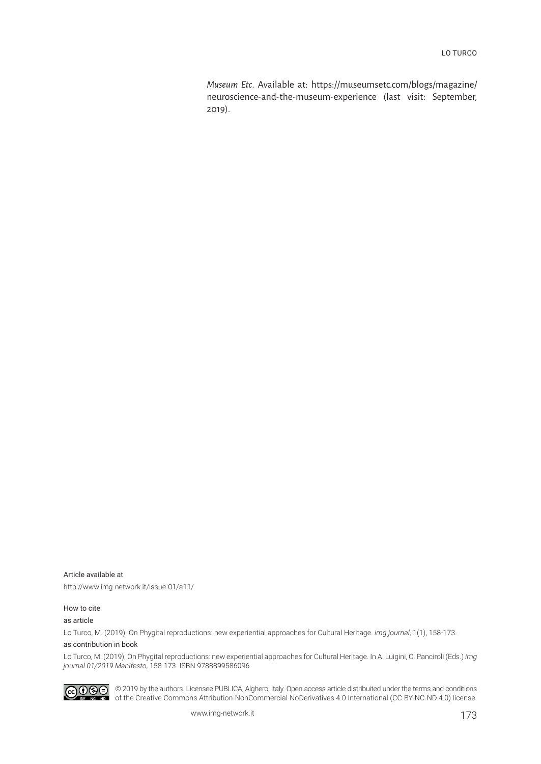*Museum Etc*. Available at: https://museumsetc.com/blogs/magazine/neuroscience-and-the-museum-experience (last visit: September, 2019).

Article available at

http://www.img-network.it/issue-01/a11/

How to cite

as article

Lo Turco, M. (2019). On Phygital reproductions: new experiential approaches for Cultural Heritage. *img journal*, 1(1), 158-173.

as contribution in book

Lo Turco, M. (2019). On Phygital reproductions: new experiential approaches for Cultural Heritage. In A. Luigini, C. Panciroli (Eds.) *img journal 01/2019 Manifesto*, 158-173. ISBN 9788899586096

© 2019 by the authors. Licensee PUBLICA, Alghero, Italy. Open access article distribuited under the terms and conditions of the Creative Commons Attribution-NonCommercial-NoDerivatives 4.0 International (CC-BY-NC-ND 4.0) license.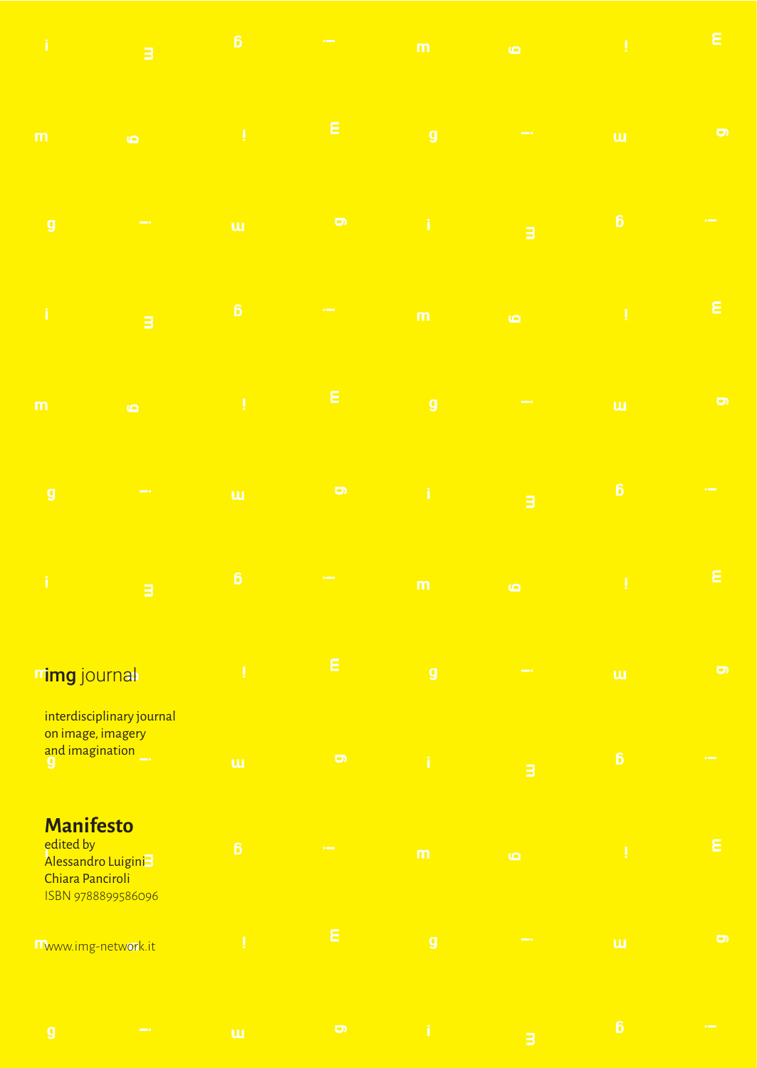**img** journal

interdisciplinary journal
on image, imagery
and imagination

# Manifesto

edited by
Alessandro Luigini
Chiara Panciroli
ISBN 9788899586096

www.img-network.it